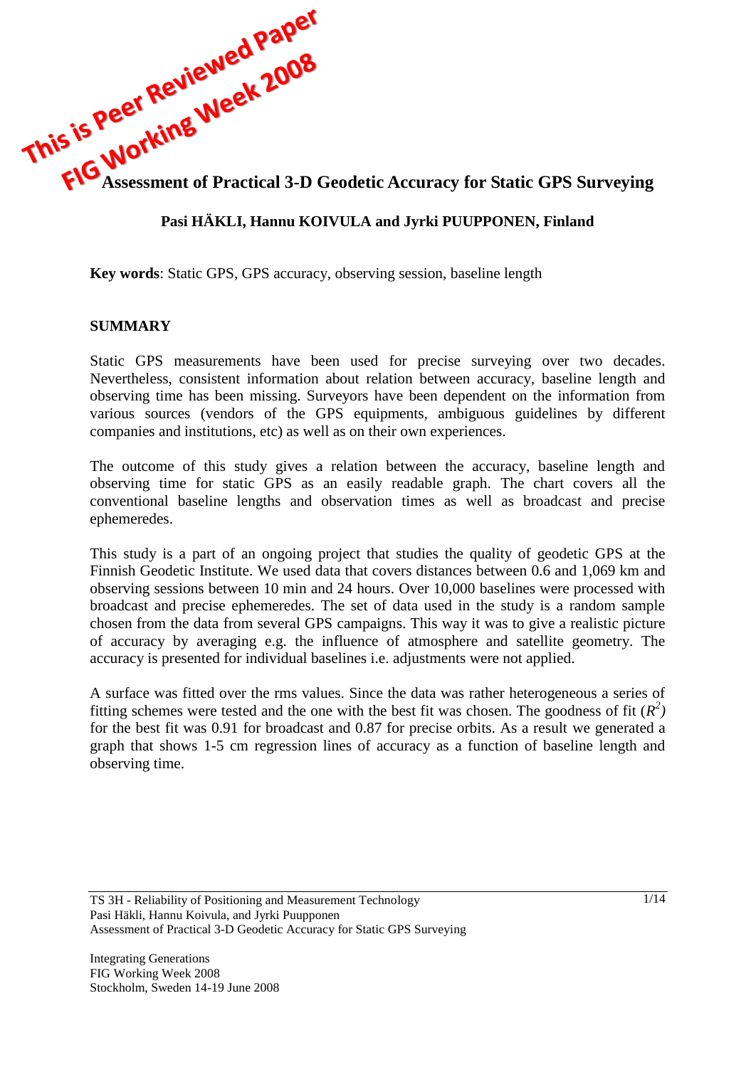This is Peer Reviewed Paper
FIG Working Week 2008

# Assessment of Practical 3-D Geodetic Accuracy for Static GPS Surveying

**Pasi HÄKLI, Hannu KOIVULA and Jyrki PUUPPONEN, Finland**

**Key words**: Static GPS, GPS accuracy, observing session, baseline length

## SUMMARY

Static GPS measurements have been used for precise surveying over two decades. Nevertheless, consistent information about relation between accuracy, baseline length and observing time has been missing. Surveyors have been dependent on the information from various sources (vendors of the GPS equipments, ambiguous guidelines by different companies and institutions, etc) as well as on their own experiences.

The outcome of this study gives a relation between the accuracy, baseline length and observing time for static GPS as an easily readable graph. The chart covers all the conventional baseline lengths and observation times as well as broadcast and precise ephemeredes.

This study is a part of an ongoing project that studies the quality of geodetic GPS at the Finnish Geodetic Institute. We used data that covers distances between 0.6 and 1,069 km and observing sessions between 10 min and 24 hours. Over 10,000 baselines were processed with broadcast and precise ephemeredes. The set of data used in the study is a random sample chosen from the data from several GPS campaigns. This way it was to give a realistic picture of accuracy by averaging e.g. the influence of atmosphere and satellite geometry. The accuracy is presented for individual baselines i.e. adjustments were not applied.

A surface was fitted over the rms values. Since the data was rather heterogeneous a series of fitting schemes were tested and the one with the best fit was chosen. The goodness of fit ($R^2$) for the best fit was 0.91 for broadcast and 0.87 for precise orbits. As a result we generated a graph that shows 1-5 cm regression lines of accuracy as a function of baseline length and observing time.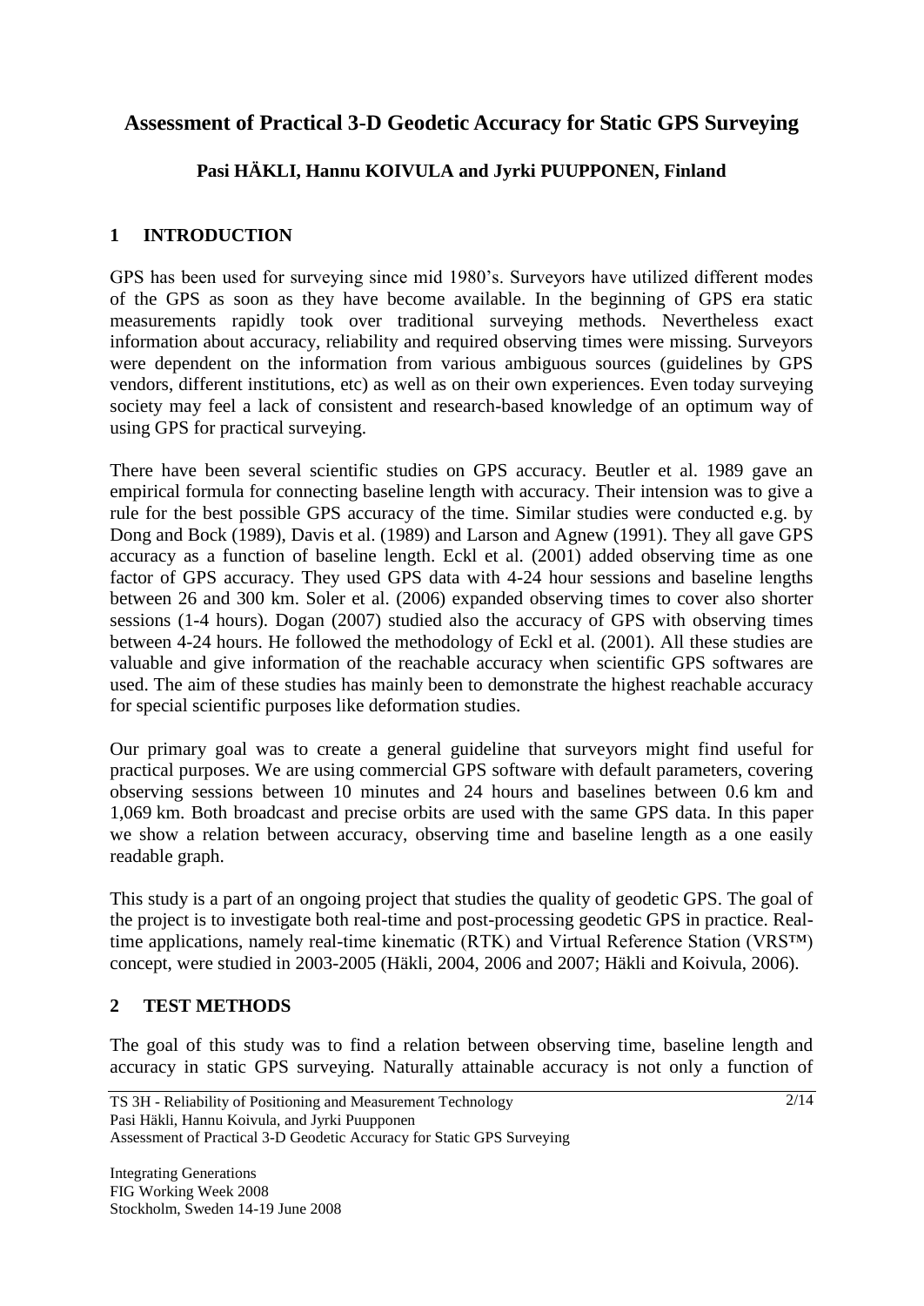# Assessment of Practical 3-D Geodetic Accuracy for Static GPS Surveying

**Pasi HÄKLI, Hannu KOIVULA and Jyrki PUUPPONEN, Finland**

## 1 INTRODUCTION

GPS has been used for surveying since mid 1980's. Surveyors have utilized different modes of the GPS as soon as they have become available. In the beginning of GPS era static measurements rapidly took over traditional surveying methods. Nevertheless exact information about accuracy, reliability and required observing times were missing. Surveyors were dependent on the information from various ambiguous sources (guidelines by GPS vendors, different institutions, etc) as well as on their own experiences. Even today surveying society may feel a lack of consistent and research-based knowledge of an optimum way of using GPS for practical surveying.

There have been several scientific studies on GPS accuracy. Beutler et al. 1989 gave an empirical formula for connecting baseline length with accuracy. Their intension was to give a rule for the best possible GPS accuracy of the time. Similar studies were conducted e.g. by Dong and Bock (1989), Davis et al. (1989) and Larson and Agnew (1991). They all gave GPS accuracy as a function of baseline length. Eckl et al. (2001) added observing time as one factor of GPS accuracy. They used GPS data with 4-24 hour sessions and baseline lengths between 26 and 300 km. Soler et al. (2006) expanded observing times to cover also shorter sessions (1-4 hours). Dogan (2007) studied also the accuracy of GPS with observing times between 4-24 hours. He followed the methodology of Eckl et al. (2001). All these studies are valuable and give information of the reachable accuracy when scientific GPS softwares are used. The aim of these studies has mainly been to demonstrate the highest reachable accuracy for special scientific purposes like deformation studies.

Our primary goal was to create a general guideline that surveyors might find useful for practical purposes. We are using commercial GPS software with default parameters, covering observing sessions between 10 minutes and 24 hours and baselines between 0.6 km and 1,069 km. Both broadcast and precise orbits are used with the same GPS data. In this paper we show a relation between accuracy, observing time and baseline length as a one easily readable graph.

This study is a part of an ongoing project that studies the quality of geodetic GPS. The goal of the project is to investigate both real-time and post-processing geodetic GPS in practice. Real-time applications, namely real-time kinematic (RTK) and Virtual Reference Station (VRS™) concept, were studied in 2003-2005 (Häkli, 2004, 2006 and 2007; Häkli and Koivula, 2006).

## 2 TEST METHODS

The goal of this study was to find a relation between observing time, baseline length and accuracy in static GPS surveying. Naturally attainable accuracy is not only a function of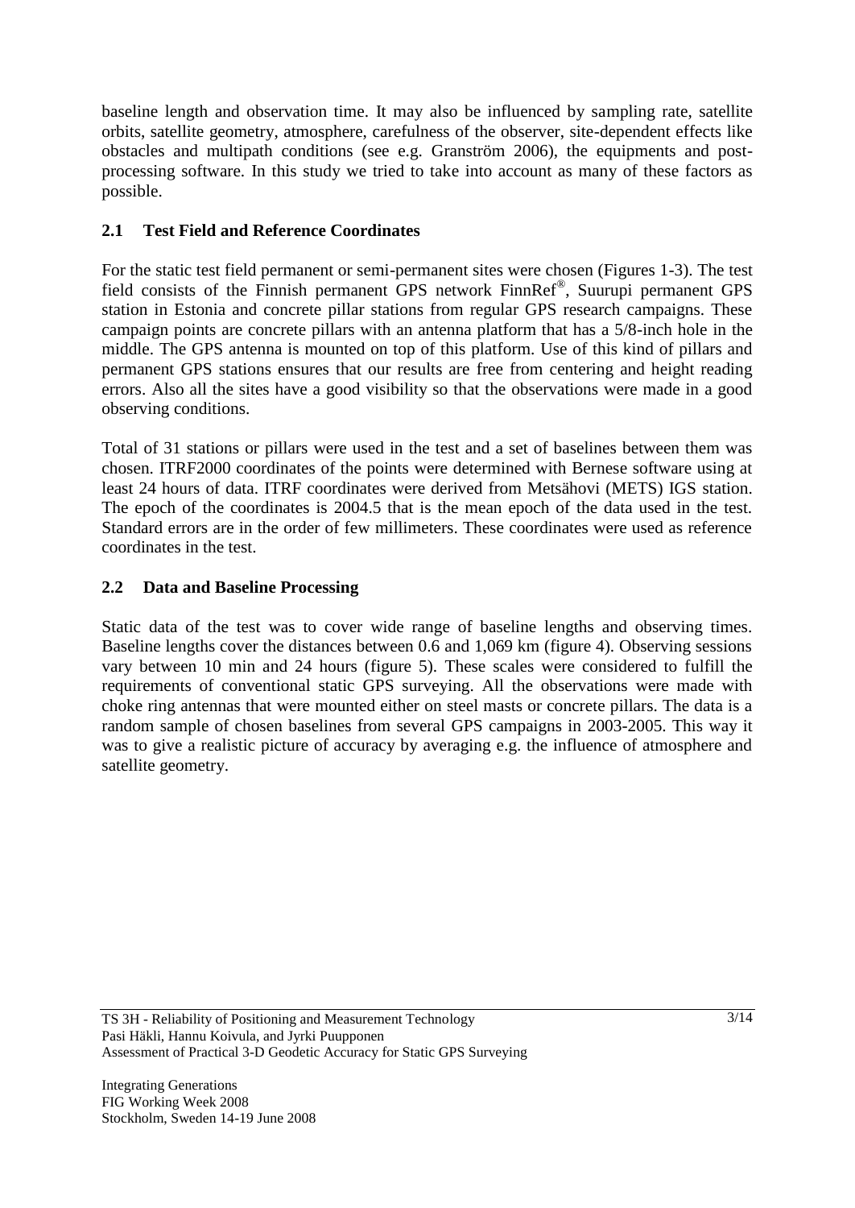baseline length and observation time. It may also be influenced by sampling rate, satellite orbits, satellite geometry, atmosphere, carefulness of the observer, site-dependent effects like obstacles and multipath conditions (see e.g. Granström 2006), the equipments and post-processing software. In this study we tried to take into account as many of these factors as possible.

## 2.1 Test Field and Reference Coordinates

For the static test field permanent or semi-permanent sites were chosen (Figures 1-3). The test field consists of the Finnish permanent GPS network FinnRef®, Suurupi permanent GPS station in Estonia and concrete pillar stations from regular GPS research campaigns. These campaign points are concrete pillars with an antenna platform that has a 5/8-inch hole in the middle. The GPS antenna is mounted on top of this platform. Use of this kind of pillars and permanent GPS stations ensures that our results are free from centering and height reading errors. Also all the sites have a good visibility so that the observations were made in a good observing conditions.

Total of 31 stations or pillars were used in the test and a set of baselines between them was chosen. ITRF2000 coordinates of the points were determined with Bernese software using at least 24 hours of data. ITRF coordinates were derived from Metsähovi (METS) IGS station. The epoch of the coordinates is 2004.5 that is the mean epoch of the data used in the test. Standard errors are in the order of few millimeters. These coordinates were used as reference coordinates in the test.

## 2.2 Data and Baseline Processing

Static data of the test was to cover wide range of baseline lengths and observing times. Baseline lengths cover the distances between 0.6 and 1,069 km (figure 4). Observing sessions vary between 10 min and 24 hours (figure 5). These scales were considered to fulfill the requirements of conventional static GPS surveying. All the observations were made with choke ring antennas that were mounted either on steel masts or concrete pillars. The data is a random sample of chosen baselines from several GPS campaigns in 2003-2005. This way it was to give a realistic picture of accuracy by averaging e.g. the influence of atmosphere and satellite geometry.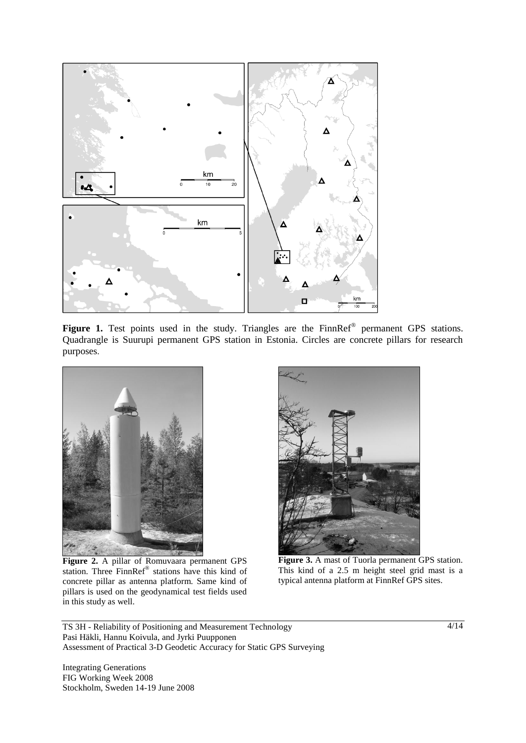**Figure 1.** Test points used in the study. Triangles are the FinnRef® permanent GPS stations. Quadrangle is Suurupi permanent GPS station in Estonia. Circles are concrete pillars for research purposes.

**Figure 2.** A pillar of Romuvaara permanent GPS station. Three FinnRef® stations have this kind of concrete pillar as antenna platform. Same kind of pillars is used on the geodynamical test fields used in this study as well.

**Figure 3.** A mast of Tuorla permanent GPS station. This kind of a 2.5 m height steel grid mast is a typical antenna platform at FinnRef GPS sites.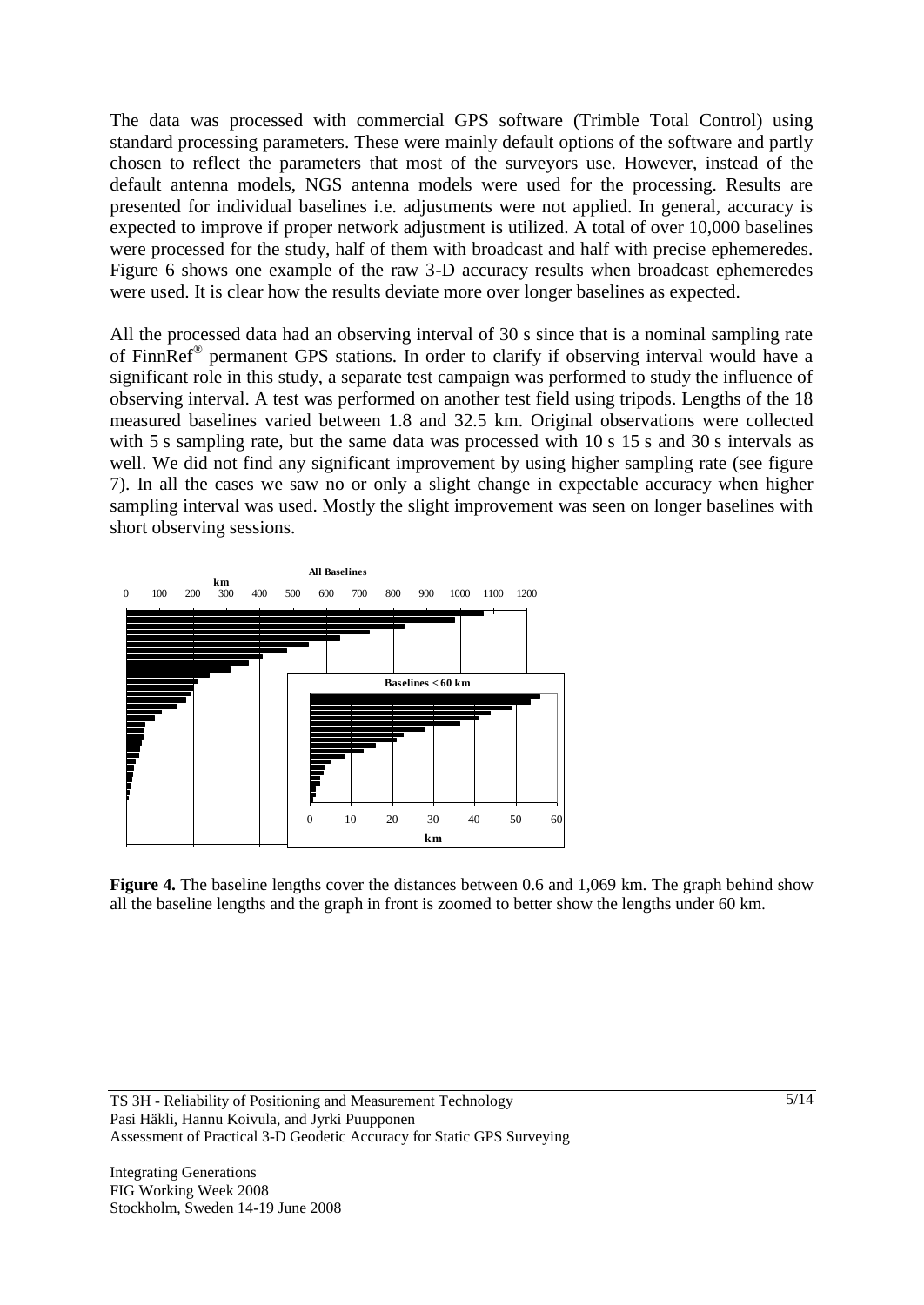The data was processed with commercial GPS software (Trimble Total Control) using standard processing parameters. These were mainly default options of the software and partly chosen to reflect the parameters that most of the surveyors use. However, instead of the default antenna models, NGS antenna models were used for the processing. Results are presented for individual baselines i.e. adjustments were not applied. In general, accuracy is expected to improve if proper network adjustment is utilized. A total of over 10,000 baselines were processed for the study, half of them with broadcast and half with precise ephemeredes. Figure 6 shows one example of the raw 3-D accuracy results when broadcast ephemeredes were used. It is clear how the results deviate more over longer baselines as expected.

All the processed data had an observing interval of 30 s since that is a nominal sampling rate of FinnRef® permanent GPS stations. In order to clarify if observing interval would have a significant role in this study, a separate test campaign was performed to study the influence of observing interval. A test was performed on another test field using tripods. Lengths of the 18 measured baselines varied between 1.8 and 32.5 km. Original observations were collected with 5 s sampling rate, but the same data was processed with 10 s 15 s and 30 s intervals as well. We did not find any significant improvement by using higher sampling rate (see figure 7). In all the cases we saw no or only a slight change in expectable accuracy when higher sampling interval was used. Mostly the slight improvement was seen on longer baselines with short observing sessions.

**Figure 4.** The baseline lengths cover the distances between 0.6 and 1,069 km. The graph behind show all the baseline lengths and the graph in front is zoomed to better show the lengths under 60 km.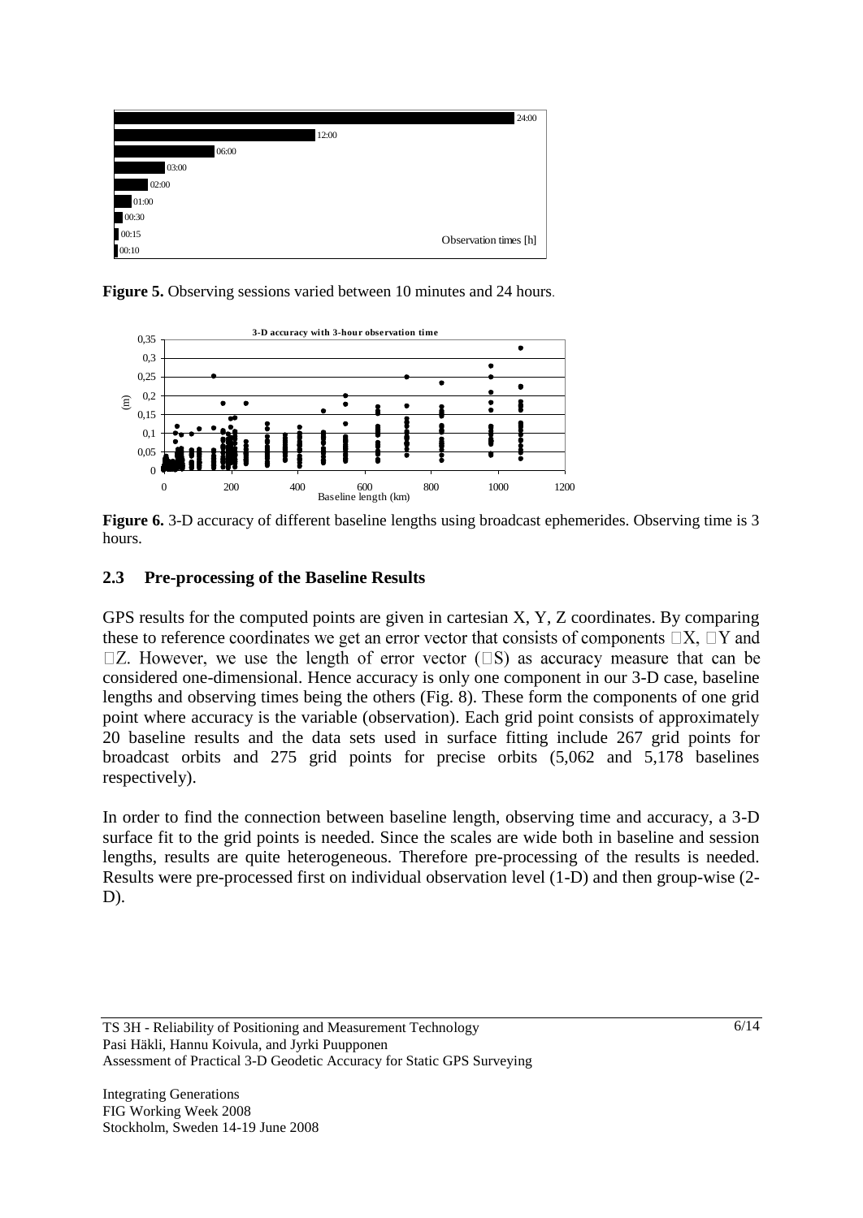**Figure 5.** Observing sessions varied between 10 minutes and 24 hours.

**Figure 6.** 3-D accuracy of different baseline lengths using broadcast ephemerides. Observing time is 3 hours.

### 2.3 Pre-processing of the Baseline Results

GPS results for the computed points are given in cartesian X, Y, Z coordinates. By comparing these to reference coordinates we get an error vector that consists of components $\Delta X$, $\Delta Y$ and $\Delta Z$. However, we use the length of error vector ($\Delta S$) as accuracy measure that can be considered one-dimensional. Hence accuracy is only one component in our 3-D case, baseline lengths and observing times being the others (Fig. 8). These form the components of one grid point where accuracy is the variable (observation). Each grid point consists of approximately 20 baseline results and the data sets used in surface fitting include 267 grid points for broadcast orbits and 275 grid points for precise orbits (5,062 and 5,178 baselines respectively).

In order to find the connection between baseline length, observing time and accuracy, a 3-D surface fit to the grid points is needed. Since the scales are wide both in baseline and session lengths, results are quite heterogeneous. Therefore pre-processing of the results is needed. Results were pre-processed first on individual observation level (1-D) and then group-wise (2-D).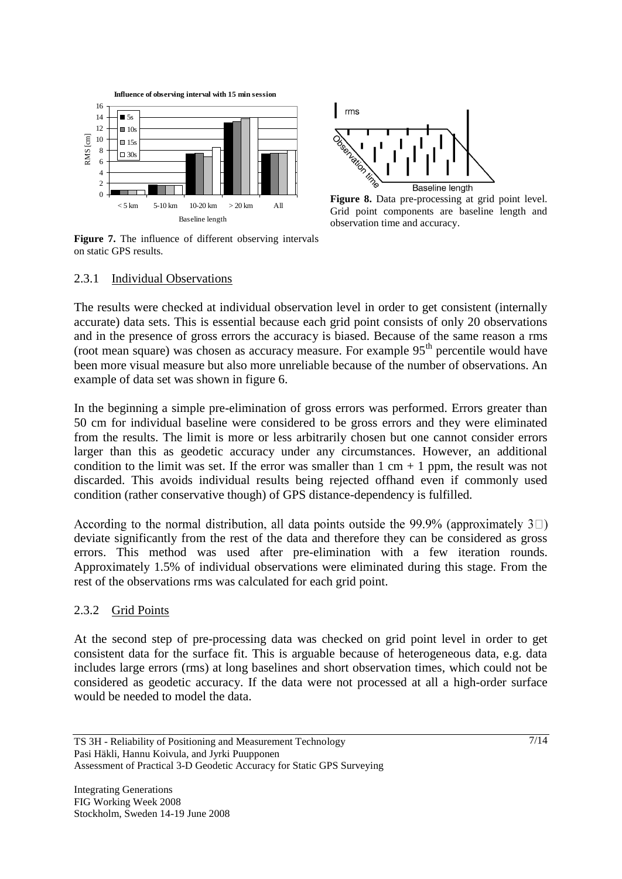**Figure 7.** The influence of different observing intervals on static GPS results.

**Figure 8.** Data pre-processing at grid point level. Grid point components are baseline length and observation time and accuracy.

### 2.3.1 Individual Observations

The results were checked at individual observation level in order to get consistent (internally accurate) data sets. This is essential because each grid point consists of only 20 observations and in the presence of gross errors the accuracy is biased. Because of the same reason a rms (root mean square) was chosen as accuracy measure. For example 95th percentile would have been more visual measure but also more unreliable because of the number of observations. An example of data set was shown in figure 6.

In the beginning a simple pre-elimination of gross errors was performed. Errors greater than 50 cm for individual baseline were considered to be gross errors and they were eliminated from the results. The limit is more or less arbitrarily chosen but one cannot consider errors larger than this as geodetic accuracy under any circumstances. However, an additional condition to the limit was set. If the error was smaller than 1 cm + 1 ppm, the result was not discarded. This avoids individual results being rejected offhand even if commonly used condition (rather conservative though) of GPS distance-dependency is fulfilled.

According to the normal distribution, all data points outside the 99.9% (approximately $3\sigma$) deviate significantly from the rest of the data and therefore they can be considered as gross errors. This method was used after pre-elimination with a few iteration rounds. Approximately 1.5% of individual observations were eliminated during this stage. From the rest of the observations rms was calculated for each grid point.

### 2.3.2 Grid Points

At the second step of pre-processing data was checked on grid point level in order to get consistent data for the surface fit. This is arguable because of heterogeneous data, e.g. data includes large errors (rms) at long baselines and short observation times, which could not be considered as geodetic accuracy. If the data were not processed at all a high-order surface would be needed to model the data.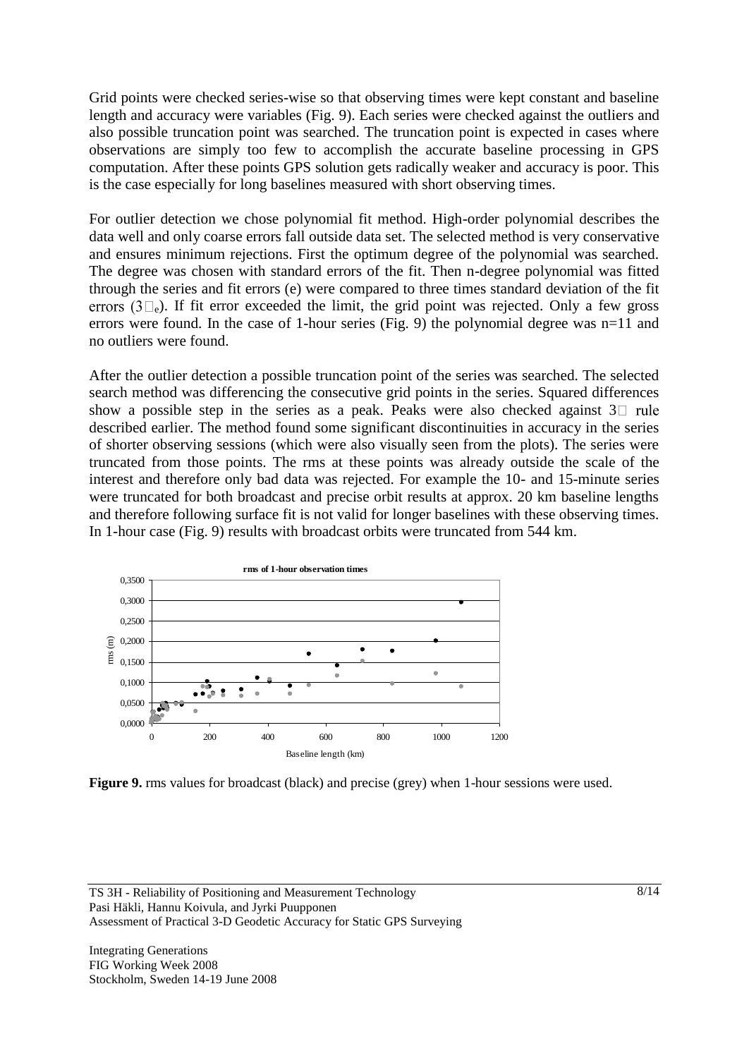Grid points were checked series-wise so that observing times were kept constant and baseline length and accuracy were variables (Fig. 9). Each series were checked against the outliers and also possible truncation point was searched. The truncation point is expected in cases where observations are simply too few to accomplish the accurate baseline processing in GPS computation. After these points GPS solution gets radically weaker and accuracy is poor. This is the case especially for long baselines measured with short observing times.

For outlier detection we chose polynomial fit method. High-order polynomial describes the data well and only coarse errors fall outside data set. The selected method is very conservative and ensures minimum rejections. First the optimum degree of the polynomial was searched. The degree was chosen with standard errors of the fit. Then n-degree polynomial was fitted through the series and fit errors (e) were compared to three times standard deviation of the fit errors ($3\sigma_e$). If fit error exceeded the limit, the grid point was rejected. Only a few gross errors were found. In the case of 1-hour series (Fig. 9) the polynomial degree was n=11 and no outliers were found.

After the outlier detection a possible truncation point of the series was searched. The selected search method was differencing the consecutive grid points in the series. Squared differences show a possible step in the series as a peak. Peaks were also checked against $3\sigma$ rule described earlier. The method found some significant discontinuities in accuracy in the series of shorter observing sessions (which were also visually seen from the plots). The series were truncated from those points. The rms at these points was already outside the scale of the interest and therefore only bad data was rejected. For example the 10- and 15-minute series were truncated for both broadcast and precise orbit results at approx. 20 km baseline lengths and therefore following surface fit is not valid for longer baselines with these observing times. In 1-hour case (Fig. 9) results with broadcast orbits were truncated from 544 km.

**Figure 9.** rms values for broadcast (black) and precise (grey) when 1-hour sessions were used.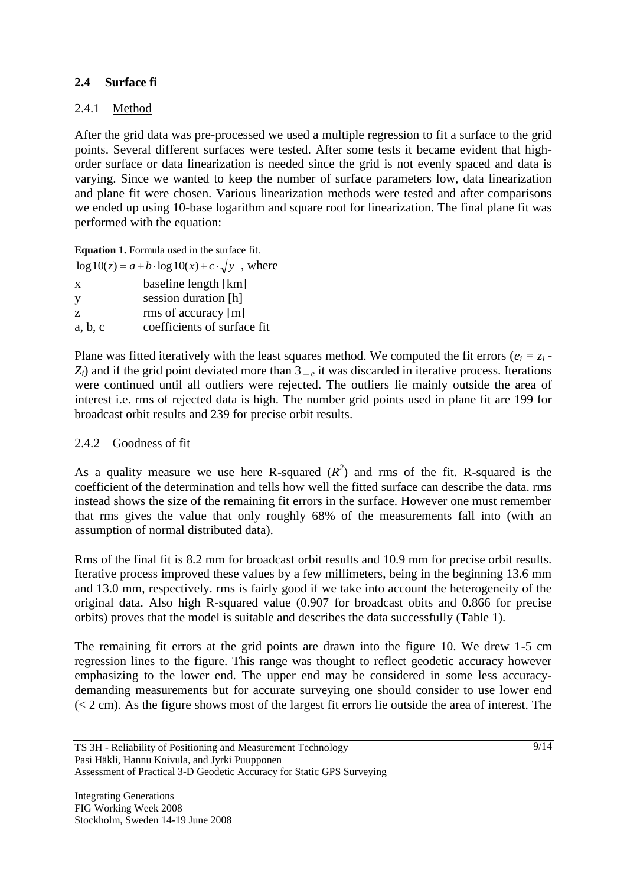## 2.4 Surface fi

### 2.4.1 Method

After the grid data was pre-processed we used a multiple regression to fit a surface to the grid points. Several different surfaces were tested. After some tests it became evident that high-order surface or data linearization is needed since the grid is not evenly spaced and data is varying. Since we wanted to keep the number of surface parameters low, data linearization and plane fit were chosen. Various linearization methods were tested and after comparisons we ended up using 10-base logarithm and square root for linearization. The final plane fit was performed with the equation:

**Equation 1.** Formula used in the surface fit.

$\log 10(z) = a + b \cdot \log 10(x) + c \cdot \sqrt{y}$ , where

| | |
|---|---|
| x | baseline length [km] |
| y | session duration [h] |
| z | rms of accuracy [m] |
| a, b, c | coefficients of surface fit |

Plane was fitted iteratively with the least squares method. We computed the fit errors ($e_i = z_i - Z_i$) and if the grid point deviated more than $3\sigma_e$ it was discarded in iterative process. Iterations were continued until all outliers were rejected. The outliers lie mainly outside the area of interest i.e. rms of rejected data is high. The number grid points used in plane fit are 199 for broadcast orbit results and 239 for precise orbit results.

### 2.4.2 Goodness of fit

As a quality measure we use here R-squared ($R^2$) and rms of the fit. R-squared is the coefficient of the determination and tells how well the fitted surface can describe the data. rms instead shows the size of the remaining fit errors in the surface. However one must remember that rms gives the value that only roughly 68% of the measurements fall into (with an assumption of normal distributed data).

Rms of the final fit is 8.2 mm for broadcast orbit results and 10.9 mm for precise orbit results. Iterative process improved these values by a few millimeters, being in the beginning 13.6 mm and 13.0 mm, respectively. rms is fairly good if we take into account the heterogeneity of the original data. Also high R-squared value (0.907 for broadcast obits and 0.866 for precise orbits) proves that the model is suitable and describes the data successfully (Table 1).

The remaining fit errors at the grid points are drawn into the figure 10. We drew 1-5 cm regression lines to the figure. This range was thought to reflect geodetic accuracy however emphasizing to the lower end. The upper end may be considered in some less accuracy-demanding measurements but for accurate surveying one should consider to use lower end (< 2 cm). As the figure shows most of the largest fit errors lie outside the area of interest. The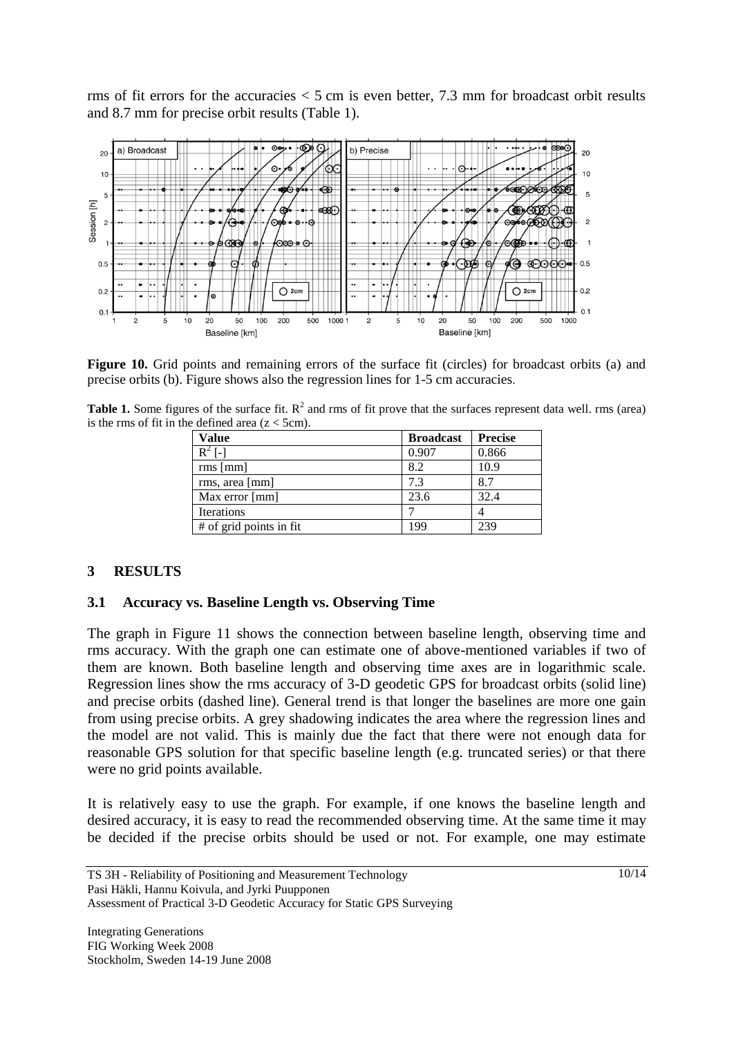rms of fit errors for the accuracies < 5 cm is even better, 7.3 mm for broadcast orbit results and 8.7 mm for precise orbit results (Table 1).

**Figure 10.** Grid points and remaining errors of the surface fit (circles) for broadcast orbits (a) and precise orbits (b). Figure shows also the regression lines for 1-5 cm accuracies.

**Table 1.** Some figures of the surface fit. $R^2$ and rms of fit prove that the surfaces represent data well. rms (area) is the rms of fit in the defined area ($z < 5$cm).

| Value | Broadcast | Precise |
|---|---|---|
| $R^2$ [-] | 0.907 | 0.866 |
| rms [mm] | 8.2 | 10.9 |
| rms, area [mm] | 7.3 | 8.7 |
| Max error [mm] | 23.6 | 32.4 |
| Iterations | 7 | 4 |
| # of grid points in fit | 199 | 239 |

## 3 RESULTS

### 3.1 Accuracy vs. Baseline Length vs. Observing Time

The graph in Figure 11 shows the connection between baseline length, observing time and rms accuracy. With the graph one can estimate one of above-mentioned variables if two of them are known. Both baseline length and observing time axes are in logarithmic scale. Regression lines show the rms accuracy of 3-D geodetic GPS for broadcast orbits (solid line) and precise orbits (dashed line). General trend is that longer the baselines are more one gain from using precise orbits. A grey shadowing indicates the area where the regression lines and the model are not valid. This is mainly due the fact that there were not enough data for reasonable GPS solution for that specific baseline length (e.g. truncated series) or that there were no grid points available.

It is relatively easy to use the graph. For example, if one knows the baseline length and desired accuracy, it is easy to read the recommended observing time. At the same time it may be decided if the precise orbits should be used or not. For example, one may estimate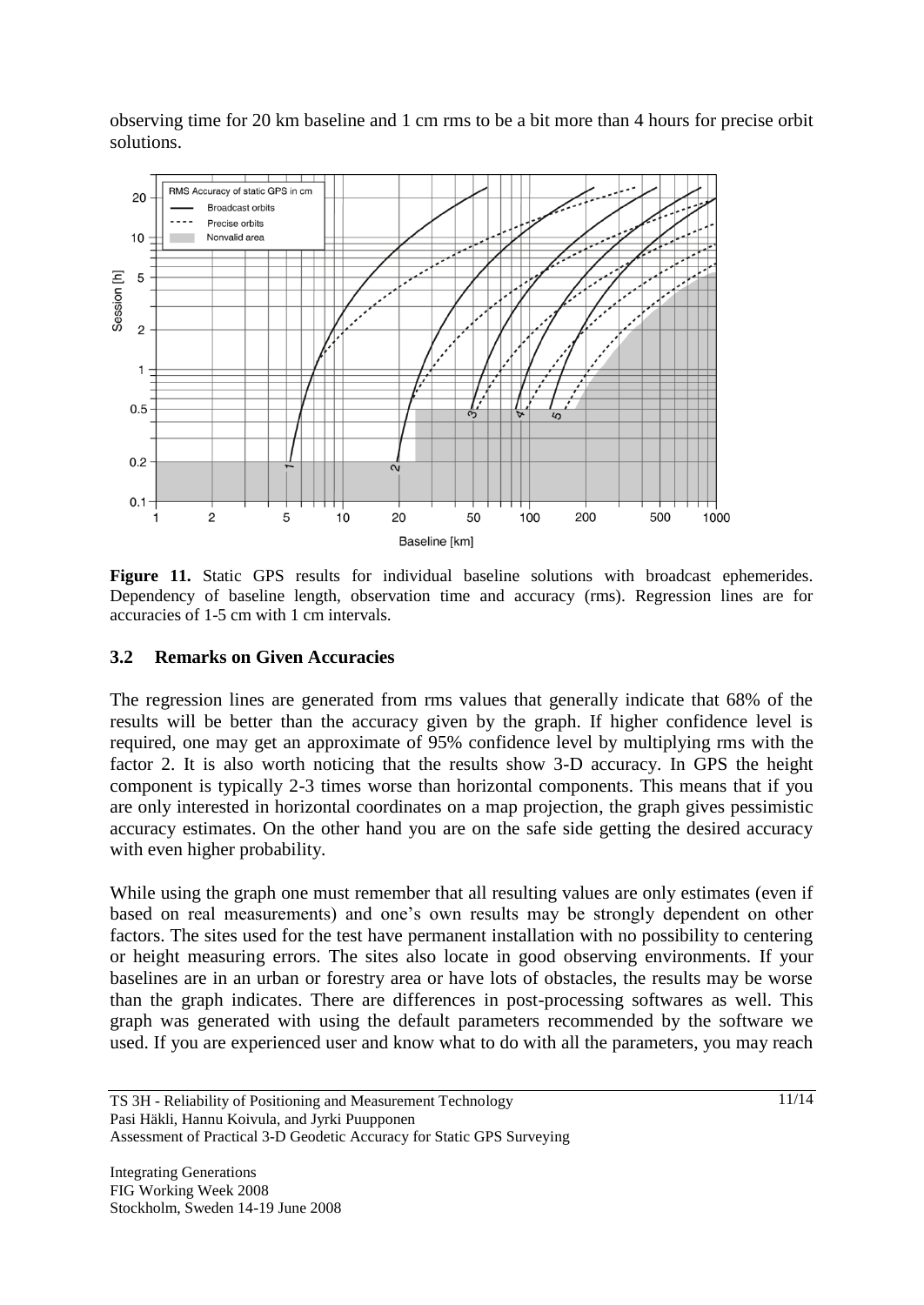observing time for 20 km baseline and 1 cm rms to be a bit more than 4 hours for precise orbit solutions.

**Figure 11.** Static GPS results for individual baseline solutions with broadcast ephemerides. Dependency of baseline length, observation time and accuracy (rms). Regression lines are for accuracies of 1-5 cm with 1 cm intervals.

### 3.2 Remarks on Given Accuracies

The regression lines are generated from rms values that generally indicate that 68% of the results will be better than the accuracy given by the graph. If higher confidence level is required, one may get an approximate of 95% confidence level by multiplying rms with the factor 2. It is also worth noticing that the results show 3-D accuracy. In GPS the height component is typically 2-3 times worse than horizontal components. This means that if you are only interested in horizontal coordinates on a map projection, the graph gives pessimistic accuracy estimates. On the other hand you are on the safe side getting the desired accuracy with even higher probability.

While using the graph one must remember that all resulting values are only estimates (even if based on real measurements) and one's own results may be strongly dependent on other factors. The sites used for the test have permanent installation with no possibility to centering or height measuring errors. The sites also locate in good observing environments. If your baselines are in an urban or forestry area or have lots of obstacles, the results may be worse than the graph indicates. There are differences in post-processing softwares as well. This graph was generated with using the default parameters recommended by the software we used. If you are experienced user and know what to do with all the parameters, you may reach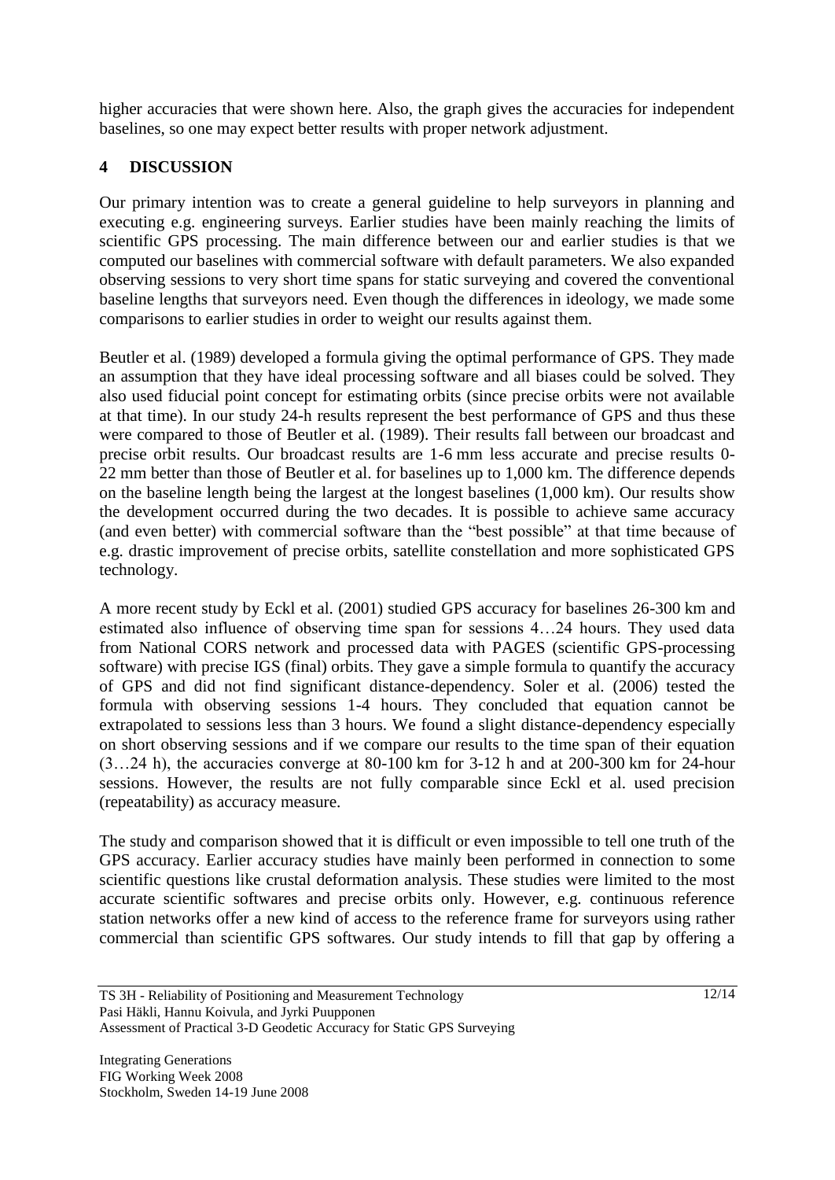higher accuracies that were shown here. Also, the graph gives the accuracies for independent baselines, so one may expect better results with proper network adjustment.

## 4 DISCUSSION

Our primary intention was to create a general guideline to help surveyors in planning and executing e.g. engineering surveys. Earlier studies have been mainly reaching the limits of scientific GPS processing. The main difference between our and earlier studies is that we computed our baselines with commercial software with default parameters. We also expanded observing sessions to very short time spans for static surveying and covered the conventional baseline lengths that surveyors need. Even though the differences in ideology, we made some comparisons to earlier studies in order to weight our results against them.

Beutler et al. (1989) developed a formula giving the optimal performance of GPS. They made an assumption that they have ideal processing software and all biases could be solved. They also used fiducial point concept for estimating orbits (since precise orbits were not available at that time). In our study 24-h results represent the best performance of GPS and thus these were compared to those of Beutler et al. (1989). Their results fall between our broadcast and precise orbit results. Our broadcast results are 1-6 mm less accurate and precise results 0-22 mm better than those of Beutler et al. for baselines up to 1,000 km. The difference depends on the baseline length being the largest at the longest baselines (1,000 km). Our results show the development occurred during the two decades. It is possible to achieve same accuracy (and even better) with commercial software than the "best possible" at that time because of e.g. drastic improvement of precise orbits, satellite constellation and more sophisticated GPS technology.

A more recent study by Eckl et al. (2001) studied GPS accuracy for baselines 26-300 km and estimated also influence of observing time span for sessions 4…24 hours. They used data from National CORS network and processed data with PAGES (scientific GPS-processing software) with precise IGS (final) orbits. They gave a simple formula to quantify the accuracy of GPS and did not find significant distance-dependency. Soler et al. (2006) tested the formula with observing sessions 1-4 hours. They concluded that equation cannot be extrapolated to sessions less than 3 hours. We found a slight distance-dependency especially on short observing sessions and if we compare our results to the time span of their equation (3…24 h), the accuracies converge at 80-100 km for 3-12 h and at 200-300 km for 24-hour sessions. However, the results are not fully comparable since Eckl et al. used precision (repeatability) as accuracy measure.

The study and comparison showed that it is difficult or even impossible to tell one truth of the GPS accuracy. Earlier accuracy studies have mainly been performed in connection to some scientific questions like crustal deformation analysis. These studies were limited to the most accurate scientific softwares and precise orbits only. However, e.g. continuous reference station networks offer a new kind of access to the reference frame for surveyors using rather commercial than scientific GPS softwares. Our study intends to fill that gap by offering a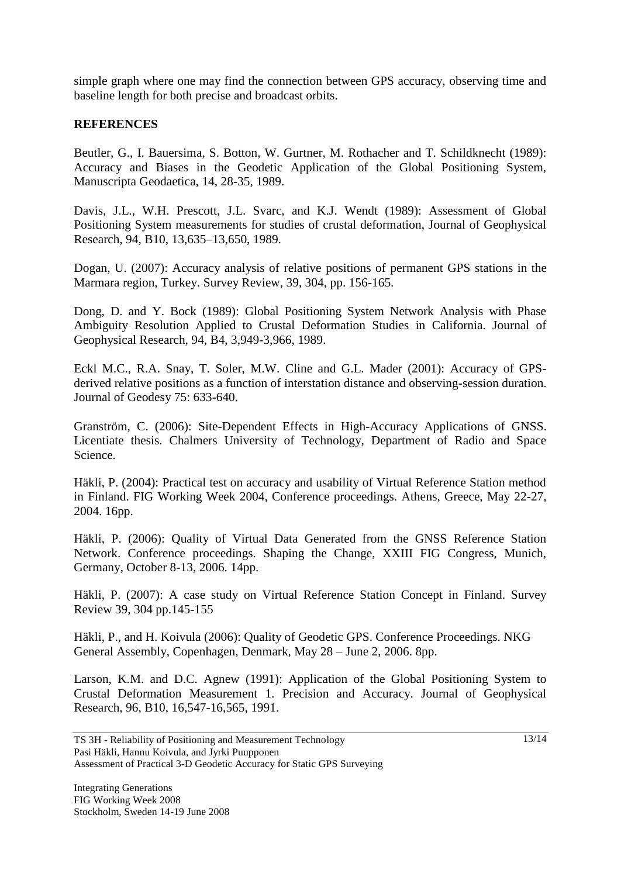simple graph where one may find the connection between GPS accuracy, observing time and baseline length for both precise and broadcast orbits.

## REFERENCES

Beutler, G., I. Bauersima, S. Botton, W. Gurtner, M. Rothacher and T. Schildknecht (1989): Accuracy and Biases in the Geodetic Application of the Global Positioning System, Manuscripta Geodaetica, 14, 28-35, 1989.

Davis, J.L., W.H. Prescott, J.L. Svarc, and K.J. Wendt (1989): Assessment of Global Positioning System measurements for studies of crustal deformation, Journal of Geophysical Research, 94, B10, 13,635–13,650, 1989.

Dogan, U. (2007): Accuracy analysis of relative positions of permanent GPS stations in the Marmara region, Turkey. Survey Review, 39, 304, pp. 156-165.

Dong, D. and Y. Bock (1989): Global Positioning System Network Analysis with Phase Ambiguity Resolution Applied to Crustal Deformation Studies in California. Journal of Geophysical Research, 94, B4, 3,949-3,966, 1989.

Eckl M.C., R.A. Snay, T. Soler, M.W. Cline and G.L. Mader (2001): Accuracy of GPS-derived relative positions as a function of interstation distance and observing-session duration. Journal of Geodesy 75: 633-640.

Granström, C. (2006): Site-Dependent Effects in High-Accuracy Applications of GNSS. Licentiate thesis. Chalmers University of Technology, Department of Radio and Space Science.

Häkli, P. (2004): Practical test on accuracy and usability of Virtual Reference Station method in Finland. FIG Working Week 2004, Conference proceedings. Athens, Greece, May 22-27, 2004. 16pp.

Häkli, P. (2006): Quality of Virtual Data Generated from the GNSS Reference Station Network. Conference proceedings. Shaping the Change, XXIII FIG Congress, Munich, Germany, October 8-13, 2006. 14pp.

Häkli, P. (2007): A case study on Virtual Reference Station Concept in Finland. Survey Review 39, 304 pp.145-155

Häkli, P., and H. Koivula (2006): Quality of Geodetic GPS. Conference Proceedings. NKG General Assembly, Copenhagen, Denmark, May 28 – June 2, 2006. 8pp.

Larson, K.M. and D.C. Agnew (1991): Application of the Global Positioning System to Crustal Deformation Measurement 1. Precision and Accuracy. Journal of Geophysical Research, 96, B10, 16,547-16,565, 1991.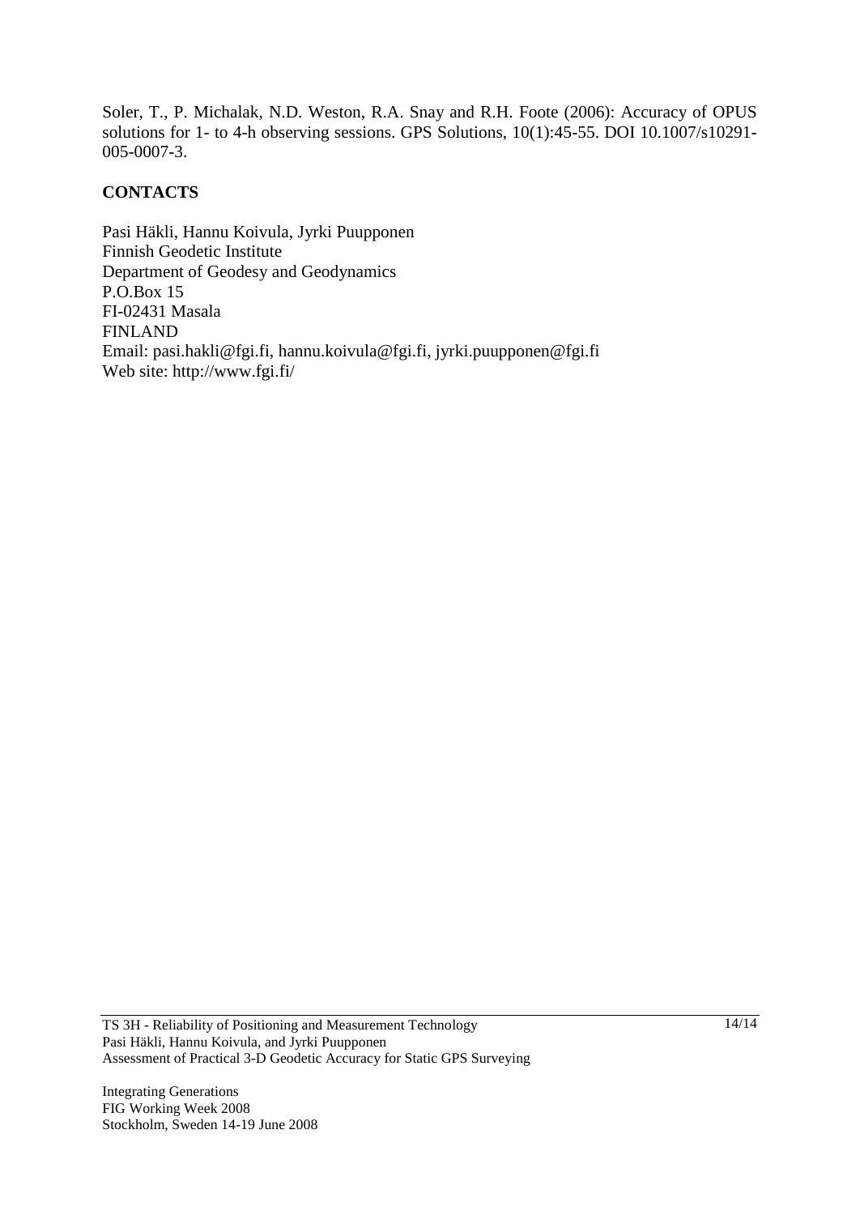Soler, T., P. Michalak, N.D. Weston, R.A. Snay and R.H. Foote (2006): Accuracy of OPUS solutions for 1- to 4-h observing sessions. GPS Solutions, 10(1):45-55. DOI 10.1007/s10291-005-0007-3.

## CONTACTS

Pasi Häkli, Hannu Koivula, Jyrki Puupponen
Finnish Geodetic Institute
Department of Geodesy and Geodynamics
P.O.Box 15
FI-02431 Masala
FINLAND
Email: pasi.hakli@fgi.fi, hannu.koivula@fgi.fi, jyrki.puupponen@fgi.fi
Web site: http://www.fgi.fi/